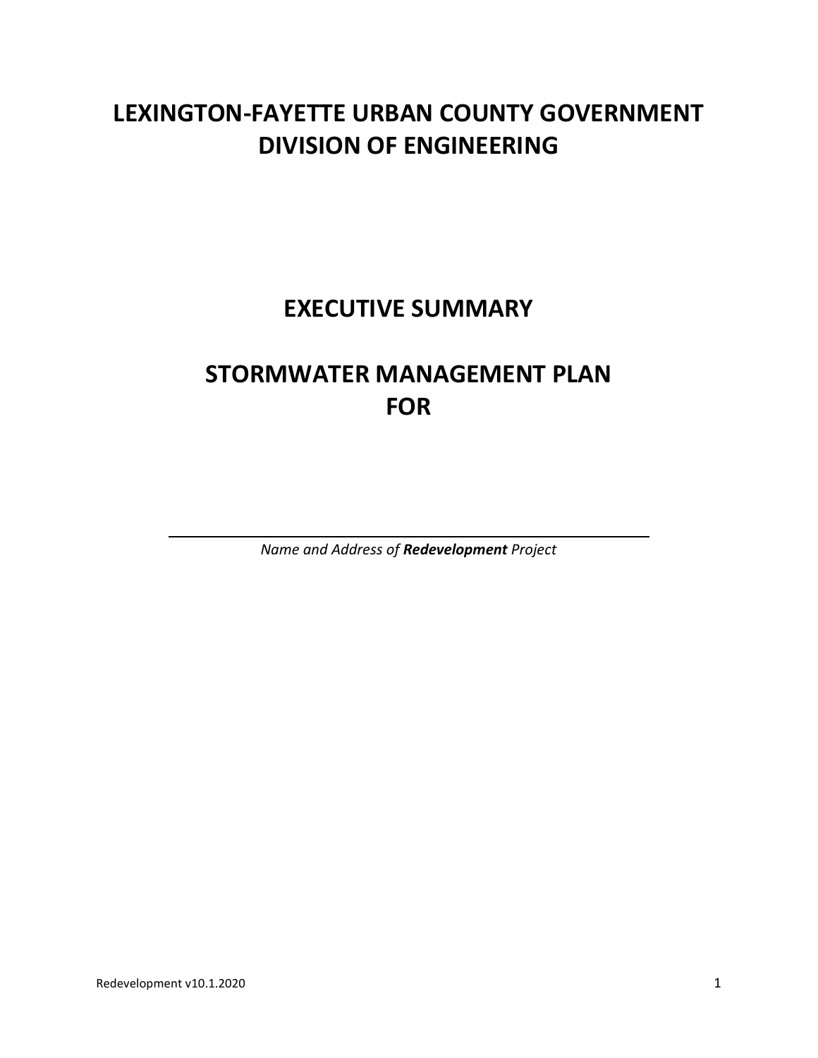# LEXINGTON-FAYETTE URBAN COUNTY GOVERNMENT
# DIVISION OF ENGINEERING

## EXECUTIVE SUMMARY

## STORMWATER MANAGEMENT PLAN
## FOR

\_\_\_\_\_\_\_\_\_\_\_\_\_\_\_\_\_\_\_\_\_\_\_\_\_\_\_\_\_\_\_\_\_\_\_\_\_\_\_\_\_\_\_\_\_\_\_\_\_\_\_\_

*Name and Address of **Redevelopment** Project*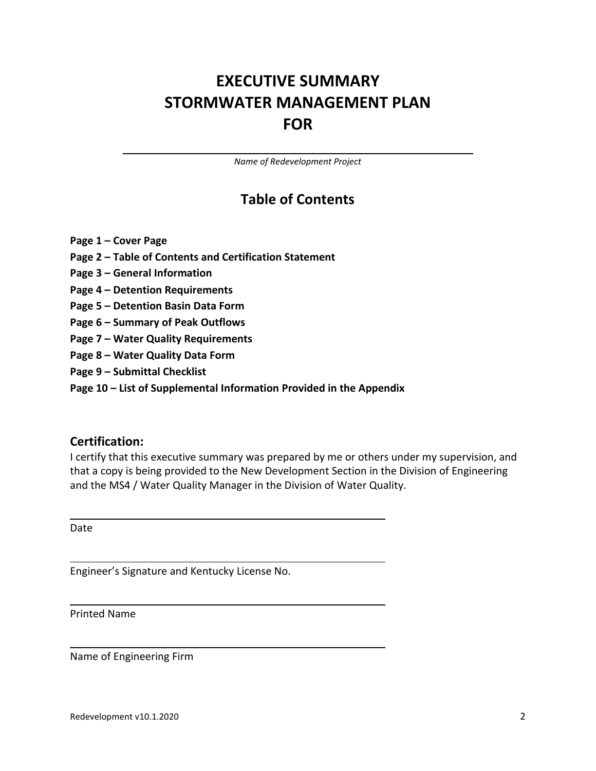# EXECUTIVE SUMMARY
# STORMWATER MANAGEMENT PLAN
# FOR

______________________________________________

*Name of Redevelopment Project*

## Table of Contents

**Page 1 – Cover Page**
**Page 2 – Table of Contents and Certification Statement**
**Page 3 – General Information**
**Page 4 – Detention Requirements**
**Page 5 – Detention Basin Data Form**
**Page 6 – Summary of Peak Outflows**
**Page 7 – Water Quality Requirements**
**Page 8 – Water Quality Data Form**
**Page 9 – Submittal Checklist**
**Page 10 – List of Supplemental Information Provided in the Appendix**

### Certification:

I certify that this executive summary was prepared by me or others under my supervision, and that a copy is being provided to the New Development Section in the Division of Engineering and the MS4 / Water Quality Manager in the Division of Water Quality.

______________________________________________

Date

______________________________________________

Engineer's Signature and Kentucky License No.

______________________________________________

Printed Name

______________________________________________

Name of Engineering Firm

Redevelopment v10.1.2020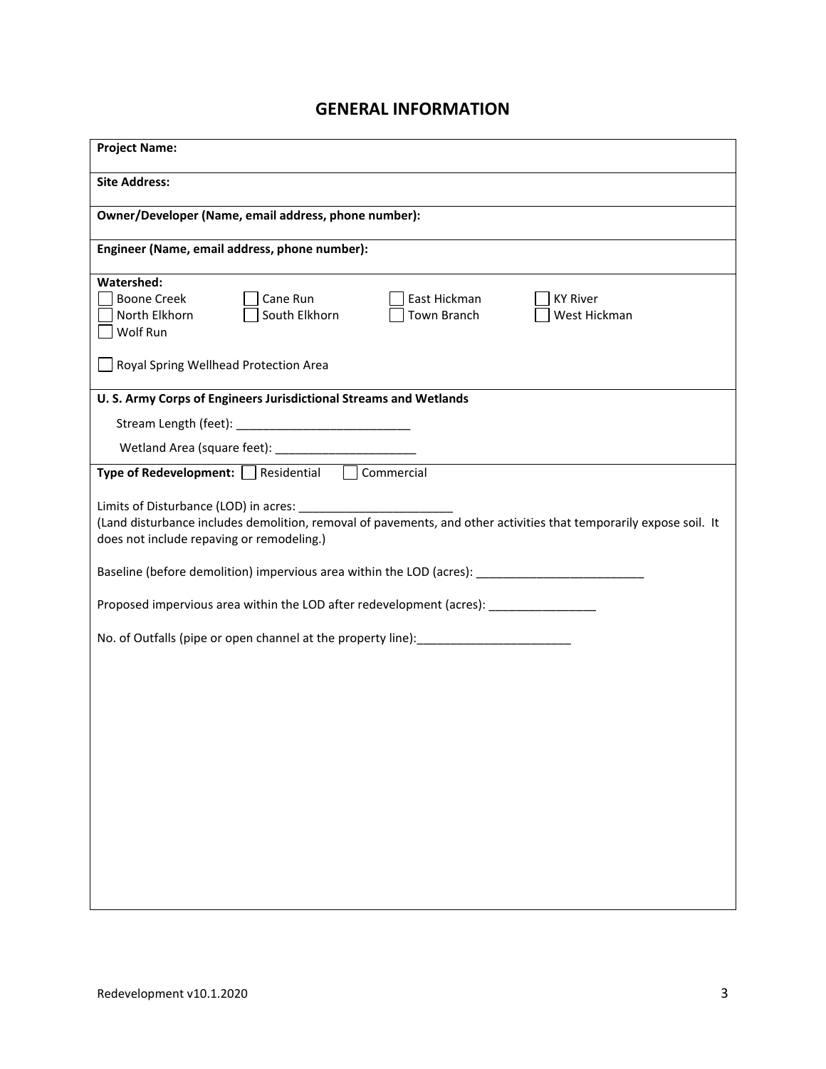# GENERAL INFORMATION

**Project Name:**

**Site Address:**

**Owner/Developer (Name, email address, phone number):**

**Engineer (Name, email address, phone number):**

**Watershed:**

☐ Boone Creek ☐ Cane Run ☐ East Hickman ☐ KY River
☐ North Elkhorn ☐ South Elkhorn ☐ Town Branch ☐ West Hickman
☐ Wolf Run

☐ Royal Spring Wellhead Protection Area

**U. S. Army Corps of Engineers Jurisdictional Streams and Wetlands**

Stream Length (feet): ___________________________

Wetland Area (square feet): ______________________

**Type of Redevelopment:** ☐ Residential ☐ Commercial

Limits of Disturbance (LOD) in acres: ________________________
(Land disturbance includes demolition, removal of pavements, and other activities that temporarily expose soil. It does not include repaving or remodeling.)

Baseline (before demolition) impervious area within the LOD (acres): __________________________

Proposed impervious area within the LOD after redevelopment (acres): _________________

No. of Outfalls (pipe or open channel at the property line):________________________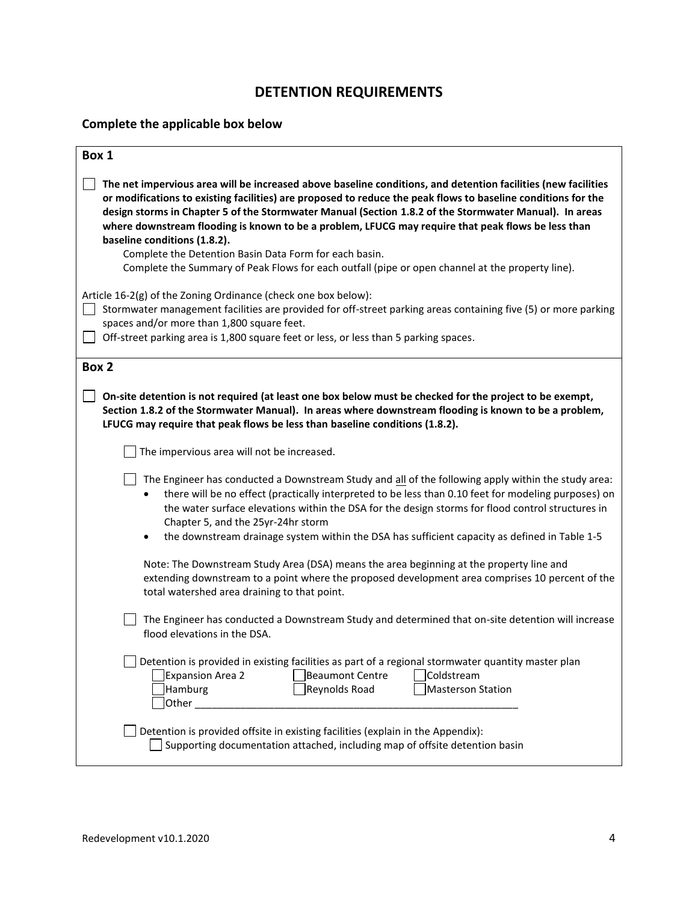# DETENTION REQUIREMENTS

## Complete the applicable box below

### Box 1

☐ **The net impervious area will be increased above baseline conditions, and detention facilities (new facilities or modifications to existing facilities) are proposed to reduce the peak flows to baseline conditions for the design storms in Chapter 5 of the Stormwater Manual (Section 1.8.2 of the Stormwater Manual). In areas where downstream flooding is known to be a problem, LFUCG may require that peak flows be less than baseline conditions (1.8.2).**

Complete the Detention Basin Data Form for each basin.
Complete the Summary of Peak Flows for each outfall (pipe or open channel at the property line).

Article 16-2(g) of the Zoning Ordinance (check one box below):

☐ Stormwater management facilities are provided for off-street parking areas containing five (5) or more parking spaces and/or more than 1,800 square feet.

☐ Off-street parking area is 1,800 square feet or less, or less than 5 parking spaces.

### Box 2

☐ **On-site detention is not required (at least one box below must be checked for the project to be exempt, Section 1.8.2 of the Stormwater Manual). In areas where downstream flooding is known to be a problem, LFUCG may require that peak flows be less than baseline conditions (1.8.2).**

☐ The impervious area will not be increased.

☐ The Engineer has conducted a Downstream Study and all of the following apply within the study area:

- there will be no effect (practically interpreted to be less than 0.10 feet for modeling purposes) on the water surface elevations within the DSA for the design storms for flood control structures in Chapter 5, and the 25yr-24hr storm
- the downstream drainage system within the DSA has sufficient capacity as defined in Table 1-5

Note: The Downstream Study Area (DSA) means the area beginning at the property line and extending downstream to a point where the proposed development area comprises 10 percent of the total watershed area draining to that point.

☐ The Engineer has conducted a Downstream Study and determined that on-site detention will increase flood elevations in the DSA.

☐ Detention is provided in existing facilities as part of a regional stormwater quantity master plan

☐ Expansion Area 2 ☐ Beaumont Centre ☐ Coldstream
☐ Hamburg ☐ Reynolds Road ☐ Masterson Station
☐ Other ___________________________________________________________

☐ Detention is provided offsite in existing facilities (explain in the Appendix):

☐ Supporting documentation attached, including map of offsite detention basin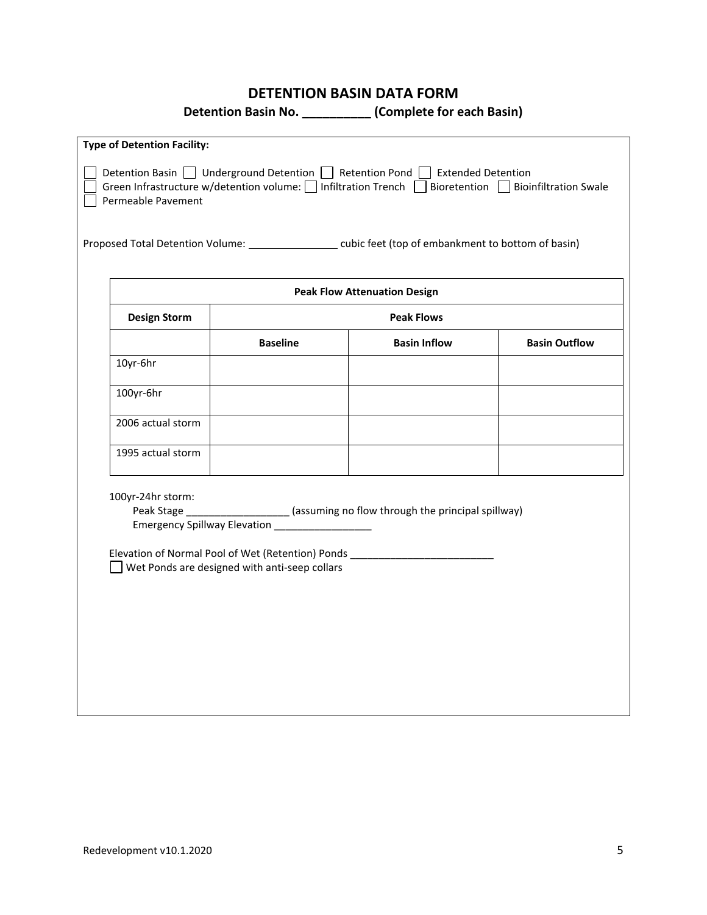# DETENTION BASIN DATA FORM

## Detention Basin No. __________ (Complete for each Basin)

**Type of Detention Facility:**

☐ Detention Basin ☐ Underground Detention ☐ Retention Pond ☐ Extended Detention
☐ Green Infrastructure w/detention volume: ☐ Infiltration Trench ☐ Bioretention ☐ Bioinfiltration Swale
☐ Permeable Pavement

Proposed Total Detention Volume: _______________ cubic feet (top of embankment to bottom of basin)

| Peak Flow Attenuation Design | | | |
|---|---|---|---|
| **Design Storm** | **Peak Flows** | | |
| | **Baseline** | **Basin Inflow** | **Basin Outflow** |
| 10yr-6hr | | | |
| 100yr-6hr | | | |
| 2006 actual storm | | | |
| 1995 actual storm | | | |

100yr-24hr storm:
Peak Stage __________________ (assuming no flow through the principal spillway)
Emergency Spillway Elevation _________________

Elevation of Normal Pool of Wet (Retention) Ponds _________________________
☐ Wet Ponds are designed with anti-seep collars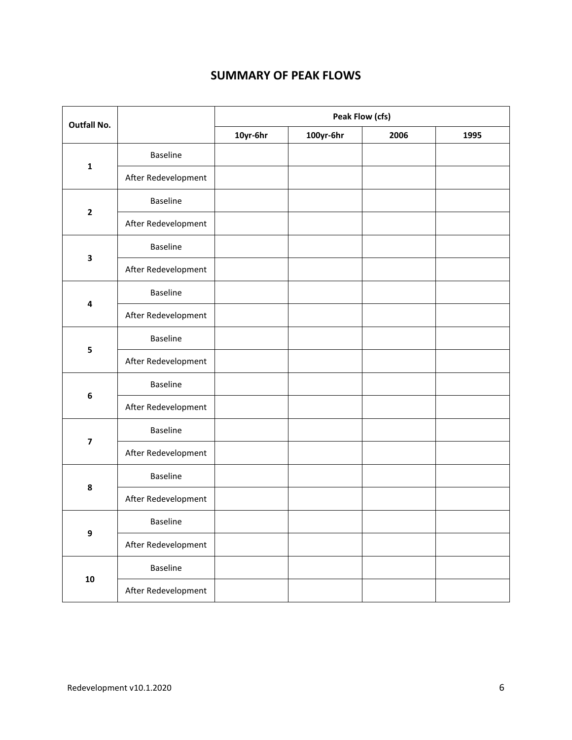## SUMMARY OF PEAK FLOWS

| Outfall No. | | Peak Flow (cfs) | | | |
|---|---|---|---|---|---|
| | | 10yr-6hr | 100yr-6hr | 2006 | 1995 |
| 1 | Baseline | | | | |
| | After Redevelopment | | | | |
| 2 | Baseline | | | | |
| | After Redevelopment | | | | |
| 3 | Baseline | | | | |
| | After Redevelopment | | | | |
| 4 | Baseline | | | | |
| | After Redevelopment | | | | |
| 5 | Baseline | | | | |
| | After Redevelopment | | | | |
| 6 | Baseline | | | | |
| | After Redevelopment | | | | |
| 7 | Baseline | | | | |
| | After Redevelopment | | | | |
| 8 | Baseline | | | | |
| | After Redevelopment | | | | |
| 9 | Baseline | | | | |
| | After Redevelopment | | | | |
| 10 | Baseline | | | | |
| | After Redevelopment | | | | |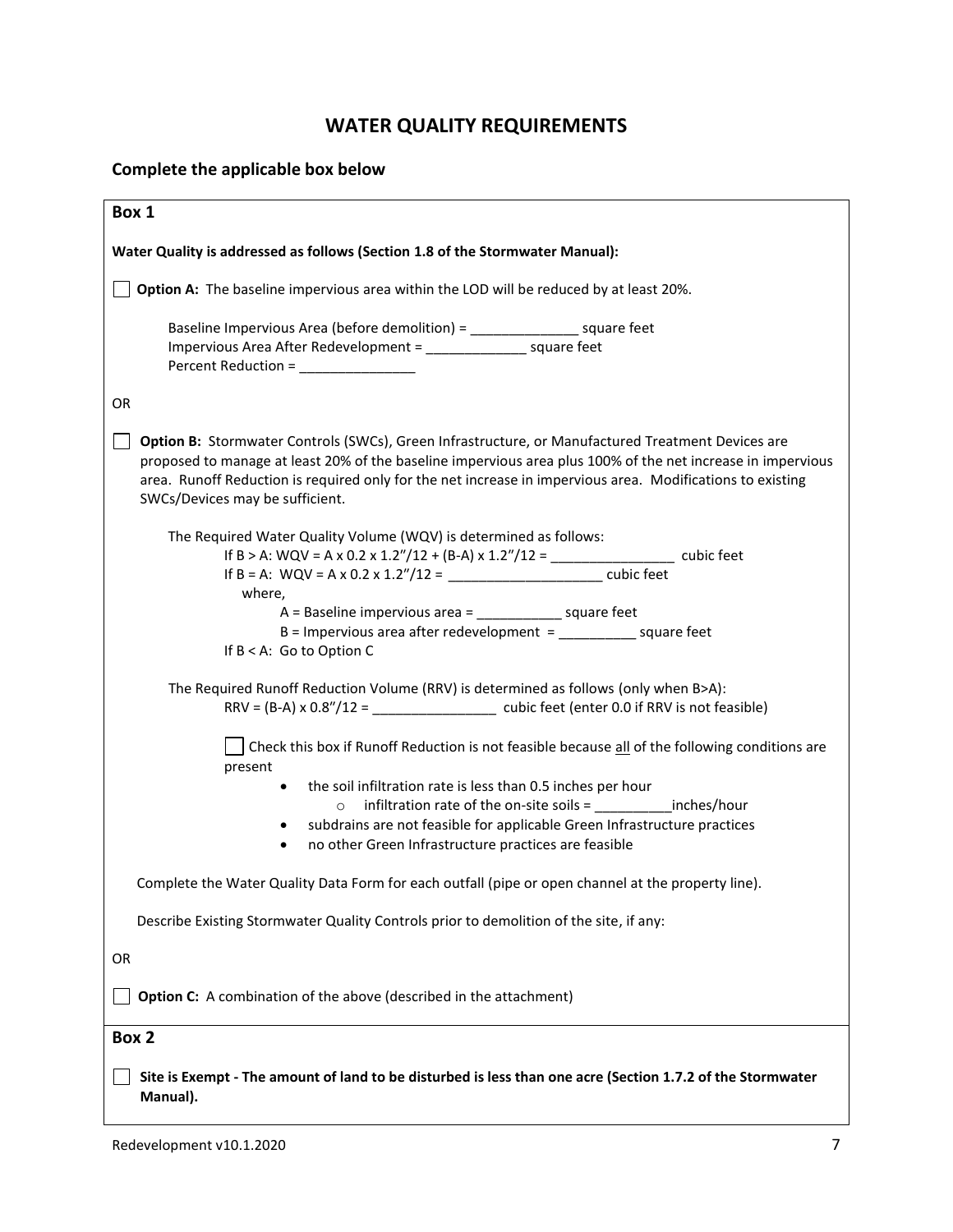# WATER QUALITY REQUIREMENTS

## Complete the applicable box below

### Box 1

**Water Quality is addressed as follows (Section 1.8 of the Stormwater Manual):**

☐ **Option A:** The baseline impervious area within the LOD will be reduced by at least 20%.

Baseline Impervious Area (before demolition) = ______________ square feet
Impervious Area After Redevelopment = _____________ square feet
Percent Reduction = _______________

OR

☐ **Option B:** Stormwater Controls (SWCs), Green Infrastructure, or Manufactured Treatment Devices are proposed to manage at least 20% of the baseline impervious area plus 100% of the net increase in impervious area. Runoff Reduction is required only for the net increase in impervious area. Modifications to existing SWCs/Devices may be sufficient.

The Required Water Quality Volume (WQV) is determined as follows:

If B > A: WQV = A x 0.2 x 1.2″/12 + (B-A) x 1.2″/12 = ________________ cubic feet
If B = A: WQV = A x 0.2 x 1.2″/12 = ____________________ cubic feet

where,

A = Baseline impervious area = ___________ square feet
B = Impervious area after redevelopment = __________ square feet

If B < A: Go to Option C

The Required Runoff Reduction Volume (RRV) is determined as follows (only when B>A):

RRV = (B-A) x 0.8″/12 = ________________ cubic feet (enter 0.0 if RRV is not feasible)

☐ Check this box if Runoff Reduction is not feasible because all of the following conditions are present

- the soil infiltration rate is less than 0.5 inches per hour
  - infiltration rate of the on-site soils = __________inches/hour
- subdrains are not feasible for applicable Green Infrastructure practices
- no other Green Infrastructure practices are feasible

Complete the Water Quality Data Form for each outfall (pipe or open channel at the property line).

Describe Existing Stormwater Quality Controls prior to demolition of the site, if any:

OR

☐ **Option C:** A combination of the above (described in the attachment)

### Box 2

☐ **Site is Exempt - The amount of land to be disturbed is less than one acre (Section 1.7.2 of the Stormwater Manual).**

Redevelopment v10.1.2020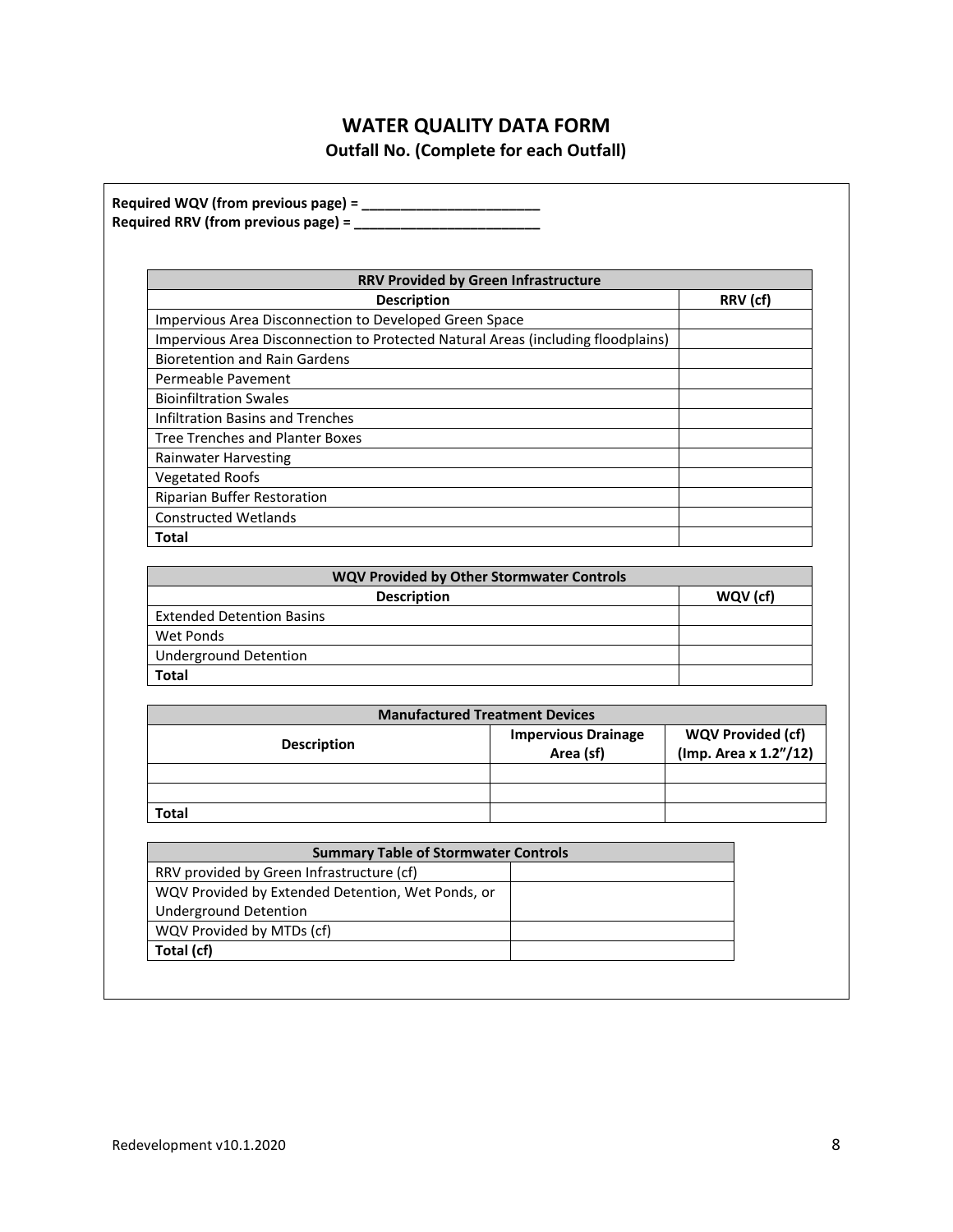# WATER QUALITY DATA FORM

## Outfall No. (Complete for each Outfall)

**Required WQV (from previous page) = ________________________**
**Required RRV (from previous page) = ________________________**

| RRV Provided by Green Infrastructure | |
|---|---|
| **Description** | **RRV (cf)** |
| Impervious Area Disconnection to Developed Green Space | |
| Impervious Area Disconnection to Protected Natural Areas (including floodplains) | |
| Bioretention and Rain Gardens | |
| Permeable Pavement | |
| Bioinfiltration Swales | |
| Infiltration Basins and Trenches | |
| Tree Trenches and Planter Boxes | |
| Rainwater Harvesting | |
| Vegetated Roofs | |
| Riparian Buffer Restoration | |
| Constructed Wetlands | |
| **Total** | |

| WQV Provided by Other Stormwater Controls | |
|---|---|
| **Description** | **WQV (cf)** |
| Extended Detention Basins | |
| Wet Ponds | |
| Underground Detention | |
| **Total** | |

| Manufactured Treatment Devices | | |
|---|---|---|
| **Description** | **Impervious Drainage Area (sf)** | **WQV Provided (cf) (Imp. Area x 1.2"/12)** |
| | | |
| | | |
| **Total** | | |

| Summary Table of Stormwater Controls | |
|---|---|
| RRV provided by Green Infrastructure (cf) | |
| WQV Provided by Extended Detention, Wet Ponds, or Underground Detention | |
| WQV Provided by MTDs (cf) | |
| **Total (cf)** | |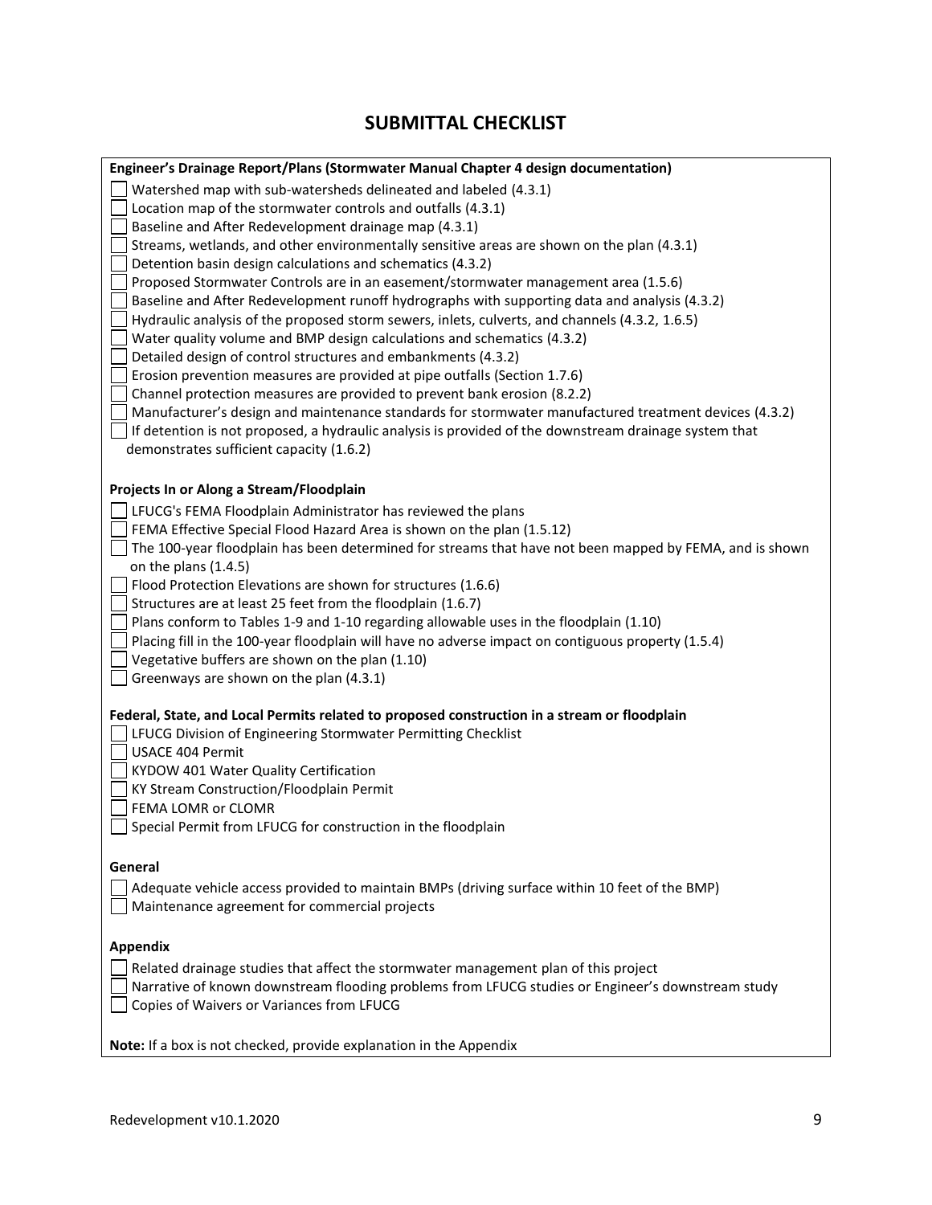# SUBMITTAL CHECKLIST

**Engineer's Drainage Report/Plans (Stormwater Manual Chapter 4 design documentation)**

- [ ] Watershed map with sub-watersheds delineated and labeled (4.3.1)
- [ ] Location map of the stormwater controls and outfalls (4.3.1)
- [ ] Baseline and After Redevelopment drainage map (4.3.1)
- [ ] Streams, wetlands, and other environmentally sensitive areas are shown on the plan (4.3.1)
- [ ] Detention basin design calculations and schematics (4.3.2)
- [ ] Proposed Stormwater Controls are in an easement/stormwater management area (1.5.6)
- [ ] Baseline and After Redevelopment runoff hydrographs with supporting data and analysis (4.3.2)
- [ ] Hydraulic analysis of the proposed storm sewers, inlets, culverts, and channels (4.3.2, 1.6.5)
- [ ] Water quality volume and BMP design calculations and schematics (4.3.2)
- [ ] Detailed design of control structures and embankments (4.3.2)
- [ ] Erosion prevention measures are provided at pipe outfalls (Section 1.7.6)
- [ ] Channel protection measures are provided to prevent bank erosion (8.2.2)
- [ ] Manufacturer's design and maintenance standards for stormwater manufactured treatment devices (4.3.2)
- [ ] If detention is not proposed, a hydraulic analysis is provided of the downstream drainage system that demonstrates sufficient capacity (1.6.2)

**Projects In or Along a Stream/Floodplain**

- [ ] LFUCG's FEMA Floodplain Administrator has reviewed the plans
- [ ] FEMA Effective Special Flood Hazard Area is shown on the plan (1.5.12)
- [ ] The 100-year floodplain has been determined for streams that have not been mapped by FEMA, and is shown on the plans (1.4.5)
- [ ] Flood Protection Elevations are shown for structures (1.6.6)
- [ ] Structures are at least 25 feet from the floodplain (1.6.7)
- [ ] Plans conform to Tables 1-9 and 1-10 regarding allowable uses in the floodplain (1.10)
- [ ] Placing fill in the 100-year floodplain will have no adverse impact on contiguous property (1.5.4)
- [ ] Vegetative buffers are shown on the plan (1.10)
- [ ] Greenways are shown on the plan (4.3.1)

**Federal, State, and Local Permits related to proposed construction in a stream or floodplain**

- [ ] LFUCG Division of Engineering Stormwater Permitting Checklist
- [ ] USACE 404 Permit
- [ ] KYDOW 401 Water Quality Certification
- [ ] KY Stream Construction/Floodplain Permit
- [ ] FEMA LOMR or CLOMR
- [ ] Special Permit from LFUCG for construction in the floodplain

**General**

- [ ] Adequate vehicle access provided to maintain BMPs (driving surface within 10 feet of the BMP)
- [ ] Maintenance agreement for commercial projects

**Appendix**

- [ ] Related drainage studies that affect the stormwater management plan of this project
- [ ] Narrative of known downstream flooding problems from LFUCG studies or Engineer's downstream study
- [ ] Copies of Waivers or Variances from LFUCG

**Note:** If a box is not checked, provide explanation in the Appendix

Redevelopment v10.1.2020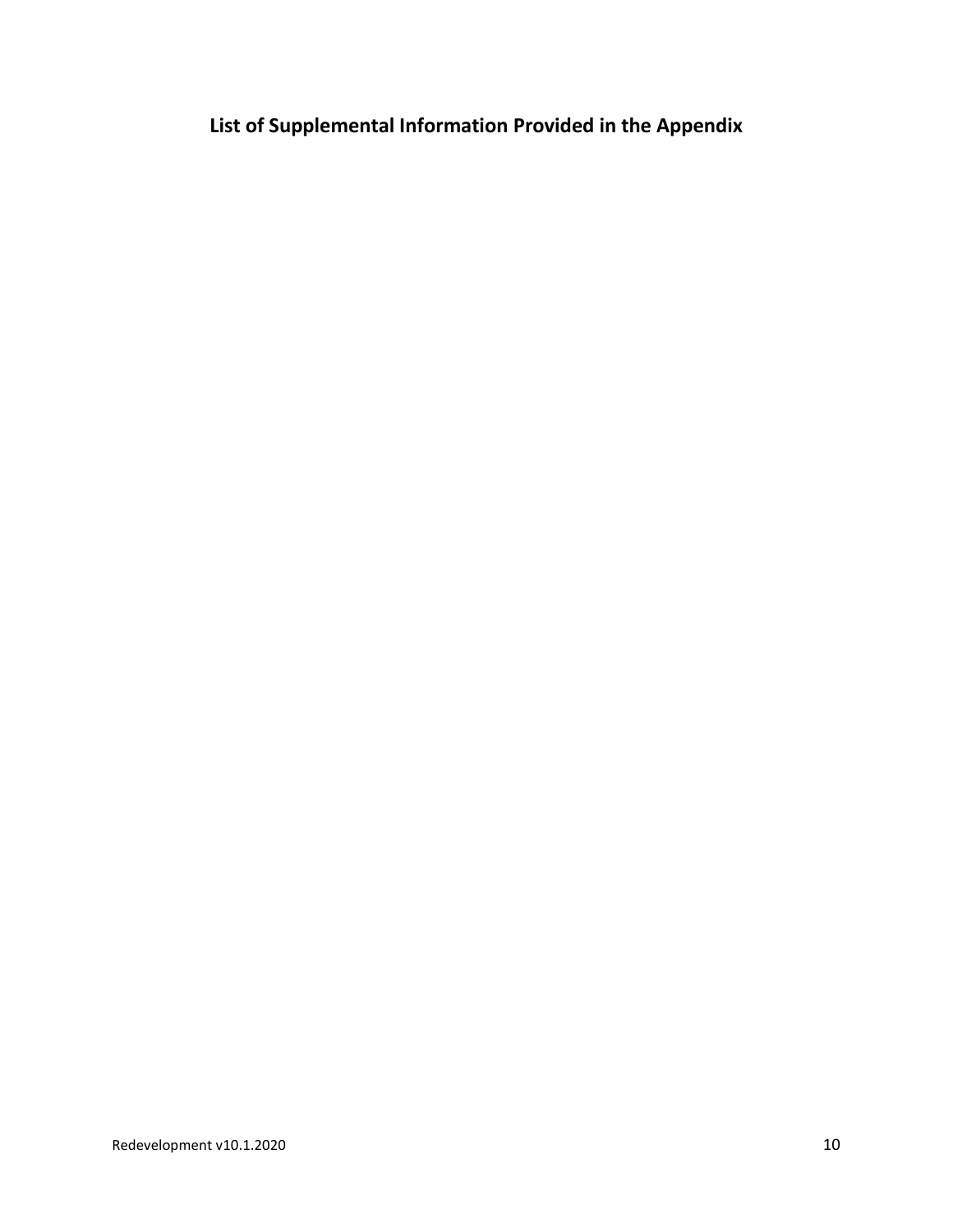## List of Supplemental Information Provided in the Appendix